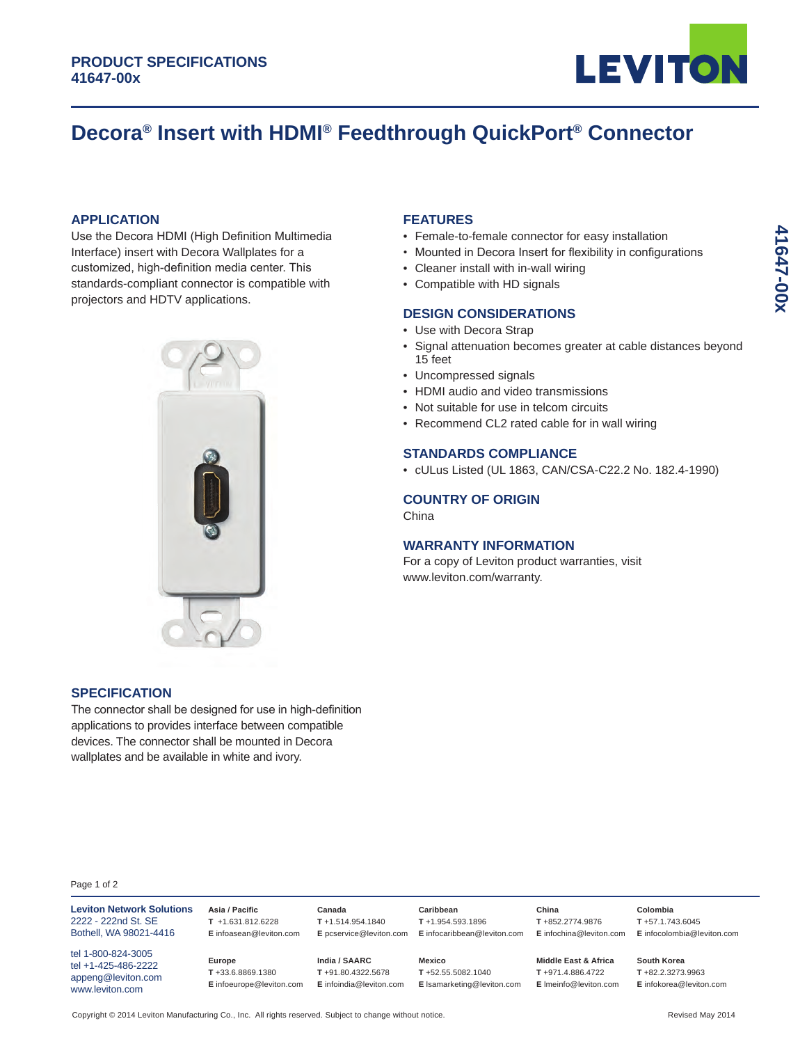**PRODUCT SPECIFICATIONS**
**41647-00x**

# Decora® Insert with HDMI® Feedthrough QuickPort® Connector

## APPLICATION

Use the Decora HDMI (High Definition Multimedia Interface) insert with Decora Wallplates for a customized, high-definition media center. This standards-compliant connector is compatible with projectors and HDTV applications.

## FEATURES

- Female-to-female connector for easy installation
- Mounted in Decora Insert for flexibility in configurations
- Cleaner install with in-wall wiring
- Compatible with HD signals

## DESIGN CONSIDERATIONS

- Use with Decora Strap
- Signal attenuation becomes greater at cable distances beyond 15 feet
- Uncompressed signals
- HDMI audio and video transmissions
- Not suitable for use in telcom circuits
- Recommend CL2 rated cable for in wall wiring

## STANDARDS COMPLIANCE

- cULus Listed (UL 1863, CAN/CSA-C22.2 No. 182.4-1990)

## COUNTRY OF ORIGIN

China

## WARRANTY INFORMATION

For a copy of Leviton product warranties, visit www.leviton.com/warranty.

## SPECIFICATION

The connector shall be designed for use in high-definition applications to provides interface between compatible devices. The connector shall be mounted in Decora wallplates and be available in white and ivory.

---

**Leviton Network Solutions**
2222 - 222nd St. SE
Bothell, WA 98021-4416

tel 1-800-824-3005
tel +1-425-486-2222
appeng@leviton.com
www.leviton.com

| Region | Telephone | Email |
|---|---|---|
| Asia / Pacific | T +1.631.812.6228 | E infoasean@leviton.com |
| Canada | T +1.514.954.1840 | E pcservice@leviton.com |
| Caribbean | T +1.954.593.1896 | E infocaribbean@leviton.com |
| China | T +852.2774.9876 | E infochina@leviton.com |
| Colombia | T +57.1.743.6045 | E infocolombia@leviton.com |
| Europe | T +33.6.8869.1380 | E infoeurope@leviton.com |
| India / SAARC | T +91.80.4322.5678 | E infoindia@leviton.com |
| Mexico | T +52.55.5082.1040 | E lsamarketing@leviton.com |
| Middle East & Africa | T +971.4.886.4722 | E lmeinfo@leviton.com |
| South Korea | T +82.2.3273.9963 | E infokorea@leviton.com |

Copyright © 2014 Leviton Manufacturing Co., Inc. All rights reserved. Subject to change without notice.

Revised May 2014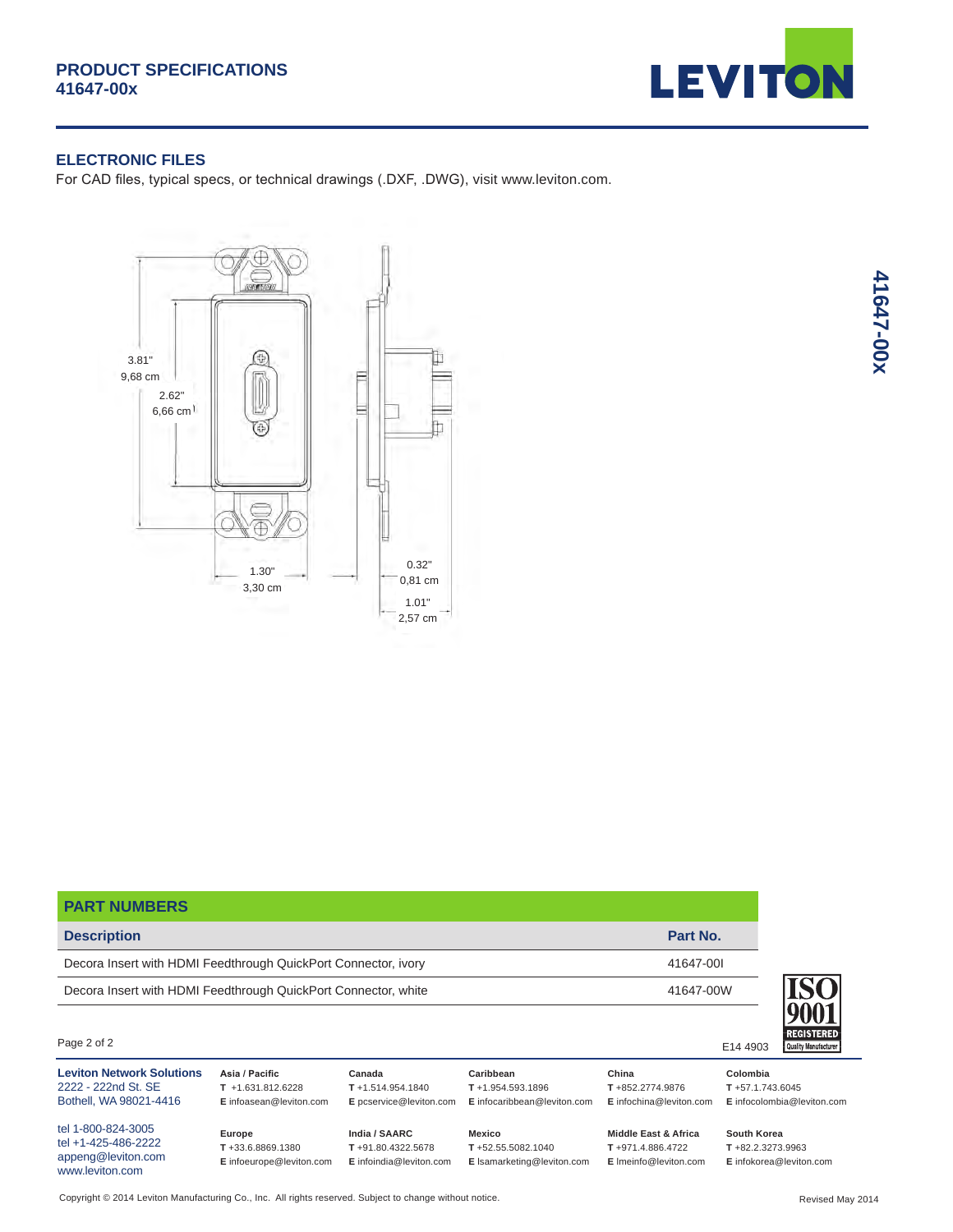## ELECTRONIC FILES

For CAD files, typical specs, or technical drawings (.DXF, .DWG), visit www.leviton.com.

3.81"
9,68 cm

2.62"
6,66 cm

1.30"
3,30 cm

0.32"
0,81 cm

1.01"
2,57 cm

## PART NUMBERS

| Description | Part No. |
|---|---|
| Decora Insert with HDMI Feedthrough QuickPort Connector, ivory | 41647-00I |
| Decora Insert with HDMI Feedthrough QuickPort Connector, white | 41647-00W |

E14 4903

**Leviton Network Solutions**
2222 - 222nd St. SE
Bothell, WA 98021-4416

tel 1-800-824-3005
tel +1-425-486-2222
appeng@leviton.com
www.leviton.com

**Asia / Pacific**
**T** +1.631.812.6228
**E** infoasean@leviton.com

**Canada**
**T** +1.514.954.1840
**E** pcservice@leviton.com

**Caribbean**
**T** +1.954.593.1896
**E** infocaribbean@leviton.com

**China**
**T** +852.2774.9876
**E** infochina@leviton.com

**Colombia**
**T** +57.1.743.6045
**E** infocolombia@leviton.com

**Europe**
**T** +33.6.8869.1380
**E** infoeurope@leviton.com

**India / SAARC**
**T** +91.80.4322.5678
**E** infoindia@leviton.com

**Mexico**
**T** +52.55.5082.1040
**E** lsamarketing@leviton.com

**Middle East & Africa**
**T** +971.4.886.4722
**E** lmeinfo@leviton.com

**South Korea**
**T** +82.2.3273.9963
**E** infokorea@leviton.com

Copyright © 2014 Leviton Manufacturing Co., Inc. All rights reserved. Subject to change without notice.

Revised May 2014